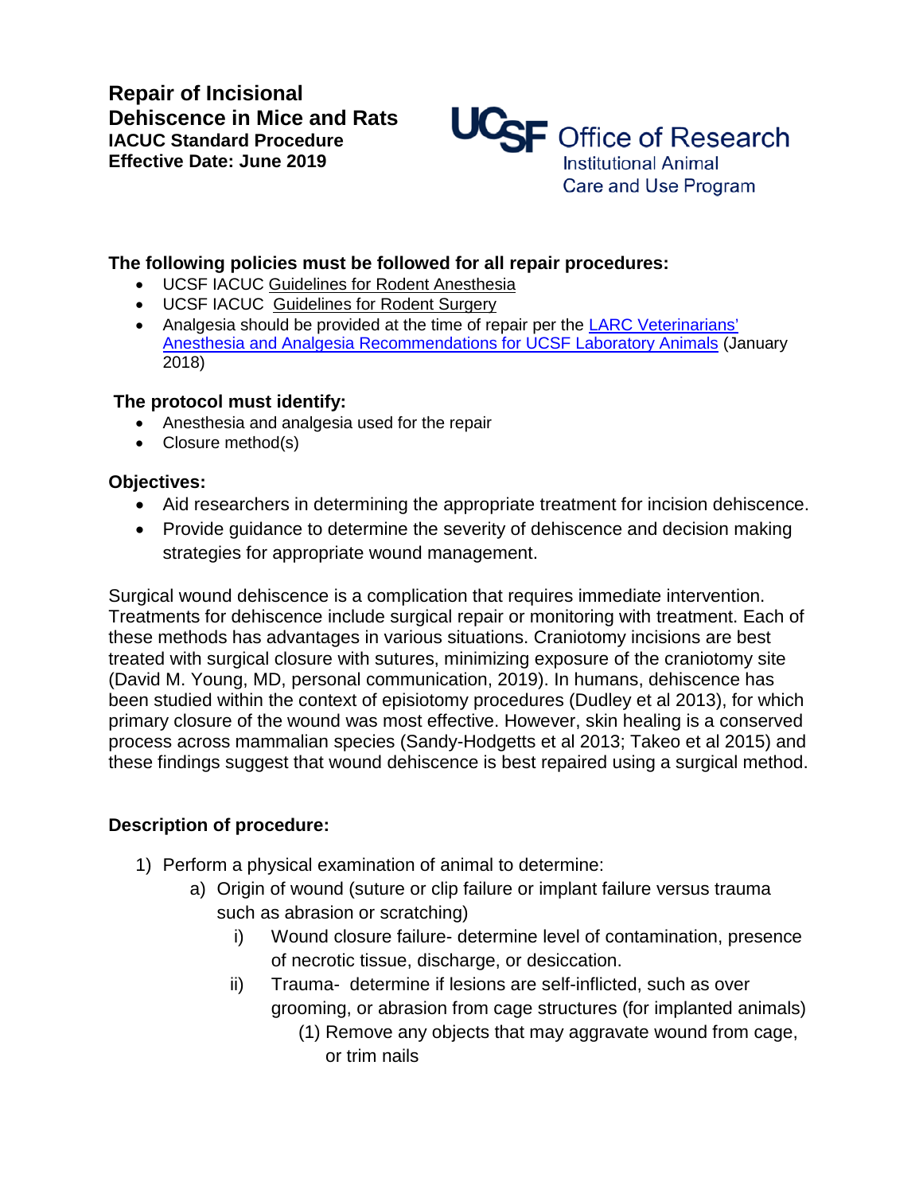# Repair of Incisional Dehiscence in Mice and Rats

**IACUC Standard Procedure**
**Effective Date: June 2019**

UCSF Office of Research
Institutional Animal Care and Use Program

**The following policies must be followed for all repair procedures:**

- UCSF IACUC Guidelines for Rodent Anesthesia
- UCSF IACUC Guidelines for Rodent Surgery
- Analgesia should be provided at the time of repair per the LARC Veterinarians' Anesthesia and Analgesia Recommendations for UCSF Laboratory Animals (January 2018)

**The protocol must identify:**

- Anesthesia and analgesia used for the repair
- Closure method(s)

**Objectives:**

- Aid researchers in determining the appropriate treatment for incision dehiscence.
- Provide guidance to determine the severity of dehiscence and decision making strategies for appropriate wound management.

Surgical wound dehiscence is a complication that requires immediate intervention. Treatments for dehiscence include surgical repair or monitoring with treatment. Each of these methods has advantages in various situations. Craniotomy incisions are best treated with surgical closure with sutures, minimizing exposure of the craniotomy site (David M. Young, MD, personal communication, 2019). In humans, dehiscence has been studied within the context of episiotomy procedures (Dudley et al 2013), for which primary closure of the wound was most effective. However, skin healing is a conserved process across mammalian species (Sandy-Hodgetts et al 2013; Takeo et al 2015) and these findings suggest that wound dehiscence is best repaired using a surgical method.

**Description of procedure:**

1) Perform a physical examination of animal to determine:
   a) Origin of wound (suture or clip failure or implant failure versus trauma such as abrasion or scratching)
      i) Wound closure failure- determine level of contamination, presence of necrotic tissue, discharge, or desiccation.
      ii) Trauma- determine if lesions are self-inflicted, such as over grooming, or abrasion from cage structures (for implanted animals)
         (1) Remove any objects that may aggravate wound from cage, or trim nails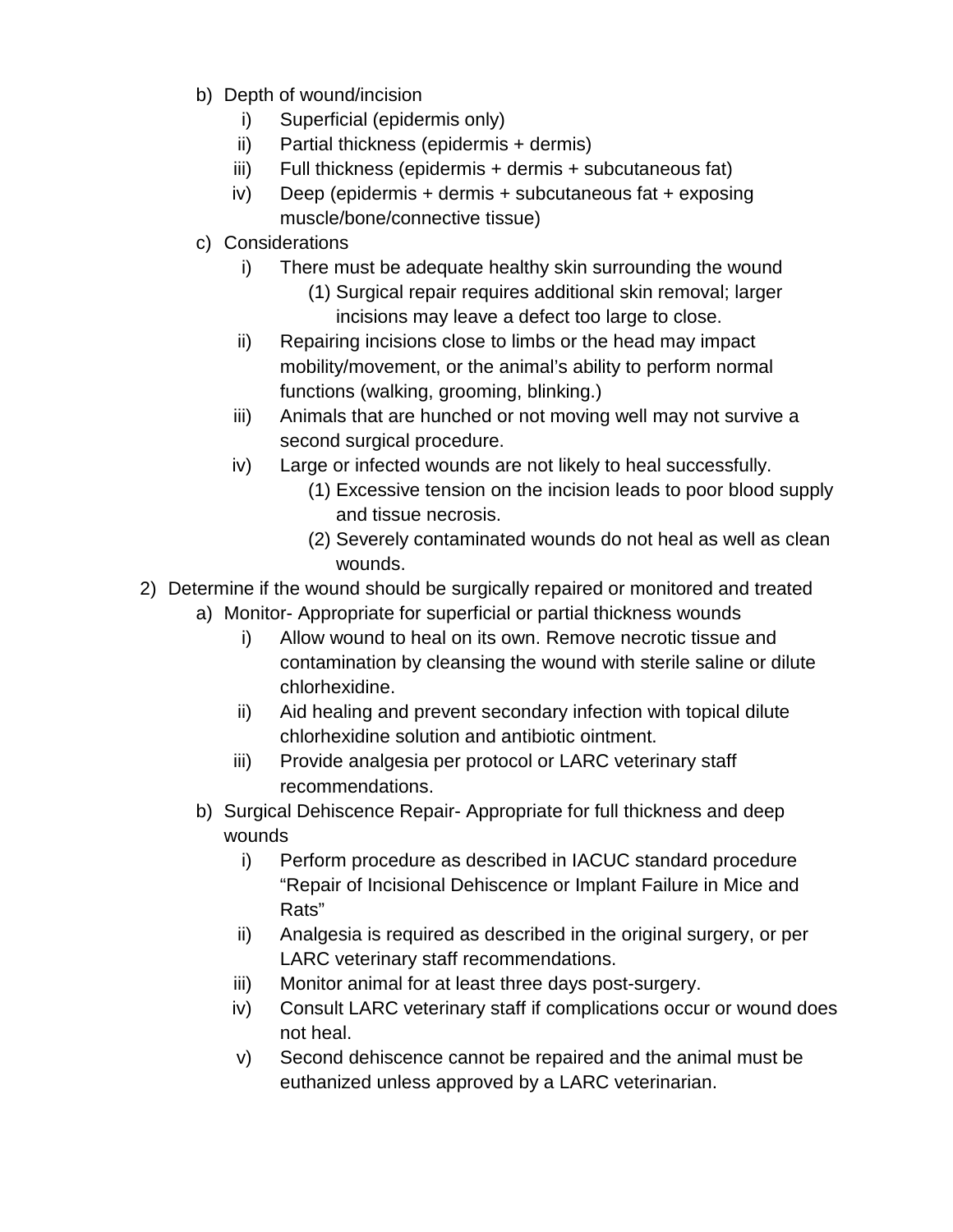b) Depth of wound/incision
   i) Superficial (epidermis only)
   ii) Partial thickness (epidermis + dermis)
   iii) Full thickness (epidermis + dermis + subcutaneous fat)
   iv) Deep (epidermis + dermis + subcutaneous fat + exposing muscle/bone/connective tissue)

c) Considerations
   i) There must be adequate healthy skin surrounding the wound
      (1) Surgical repair requires additional skin removal; larger incisions may leave a defect too large to close.
   ii) Repairing incisions close to limbs or the head may impact mobility/movement, or the animal's ability to perform normal functions (walking, grooming, blinking.)
   iii) Animals that are hunched or not moving well may not survive a second surgical procedure.
   iv) Large or infected wounds are not likely to heal successfully.
      (1) Excessive tension on the incision leads to poor blood supply and tissue necrosis.
      (2) Severely contaminated wounds do not heal as well as clean wounds.

2) Determine if the wound should be surgically repaired or monitored and treated
   a) Monitor- Appropriate for superficial or partial thickness wounds
      i) Allow wound to heal on its own. Remove necrotic tissue and contamination by cleansing the wound with sterile saline or dilute chlorhexidine.
      ii) Aid healing and prevent secondary infection with topical dilute chlorhexidine solution and antibiotic ointment.
      iii) Provide analgesia per protocol or LARC veterinary staff recommendations.
   b) Surgical Dehiscence Repair- Appropriate for full thickness and deep wounds
      i) Perform procedure as described in IACUC standard procedure "Repair of Incisional Dehiscence or Implant Failure in Mice and Rats"
      ii) Analgesia is required as described in the original surgery, or per LARC veterinary staff recommendations.
      iii) Monitor animal for at least three days post-surgery.
      iv) Consult LARC veterinary staff if complications occur or wound does not heal.
      v) Second dehiscence cannot be repaired and the animal must be euthanized unless approved by a LARC veterinarian.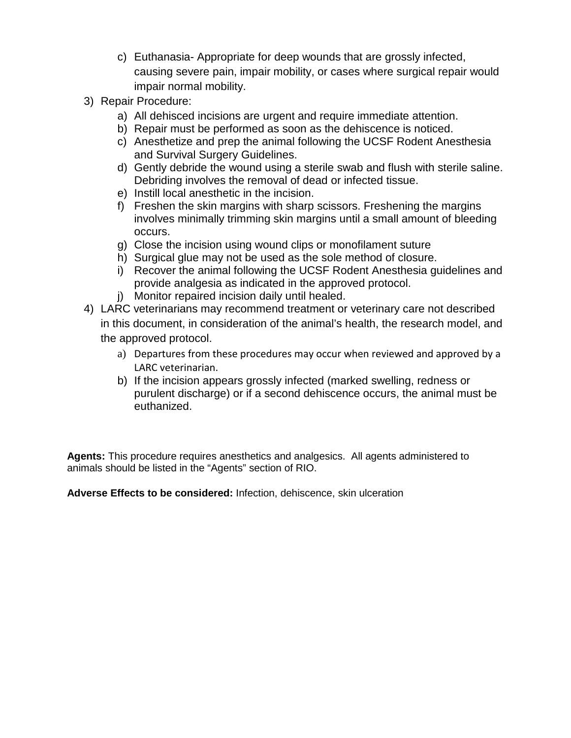c) Euthanasia- Appropriate for deep wounds that are grossly infected, causing severe pain, impair mobility, or cases where surgical repair would impair normal mobility.

3) Repair Procedure:
   a) All dehisced incisions are urgent and require immediate attention.
   b) Repair must be performed as soon as the dehiscence is noticed.
   c) Anesthetize and prep the animal following the UCSF Rodent Anesthesia and Survival Surgery Guidelines.
   d) Gently debride the wound using a sterile swab and flush with sterile saline. Debriding involves the removal of dead or infected tissue.
   e) Instill local anesthetic in the incision.
   f) Freshen the skin margins with sharp scissors. Freshening the margins involves minimally trimming skin margins until a small amount of bleeding occurs.
   g) Close the incision using wound clips or monofilament suture
   h) Surgical glue may not be used as the sole method of closure.
   i) Recover the animal following the UCSF Rodent Anesthesia guidelines and provide analgesia as indicated in the approved protocol.
   j) Monitor repaired incision daily until healed.

4) LARC veterinarians may recommend treatment or veterinary care not described in this document, in consideration of the animal's health, the research model, and the approved protocol.
   a) Departures from these procedures may occur when reviewed and approved by a LARC veterinarian.
   b) If the incision appears grossly infected (marked swelling, redness or purulent discharge) or if a second dehiscence occurs, the animal must be euthanized.

**Agents:** This procedure requires anesthetics and analgesics. All agents administered to animals should be listed in the "Agents" section of RIO.

**Adverse Effects to be considered:** Infection, dehiscence, skin ulceration